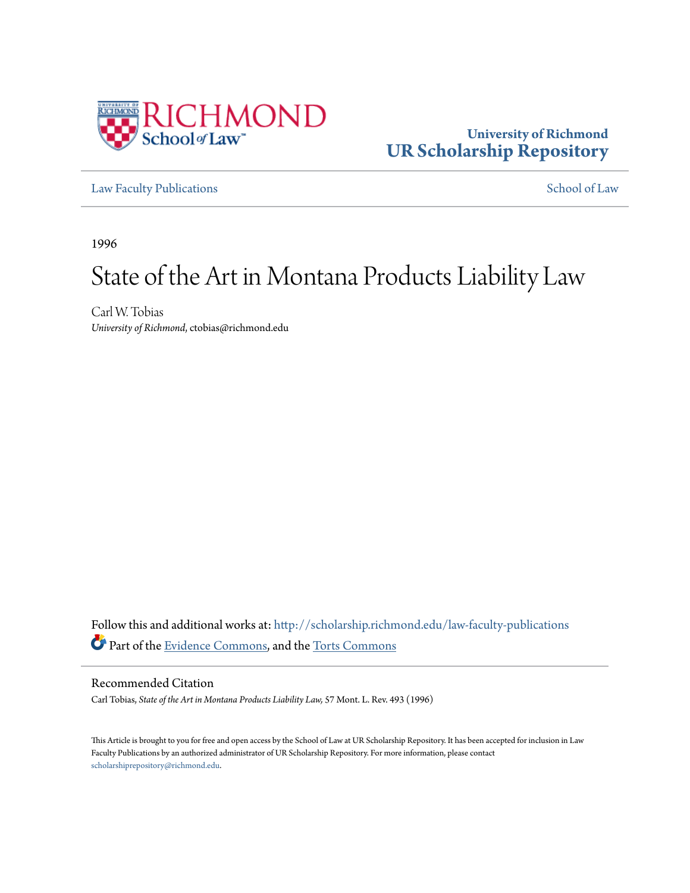University of Richmond
**UR Scholarship Repository**

Law Faculty Publications | School of Law

1996

# State of the Art in Montana Products Liability Law

Carl W. Tobias
*University of Richmond*, ctobias@richmond.edu

Follow this and additional works at: http://scholarship.richmond.edu/law-faculty-publications

Part of the Evidence Commons, and the Torts Commons

## Recommended Citation

Carl Tobias, *State of the Art in Montana Products Liability Law,* 57 Mont. L. Rev. 493 (1996)

This Article is brought to you for free and open access by the School of Law at UR Scholarship Repository. It has been accepted for inclusion in Law Faculty Publications by an authorized administrator of UR Scholarship Repository. For more information, please contact scholarshiprepository@richmond.edu.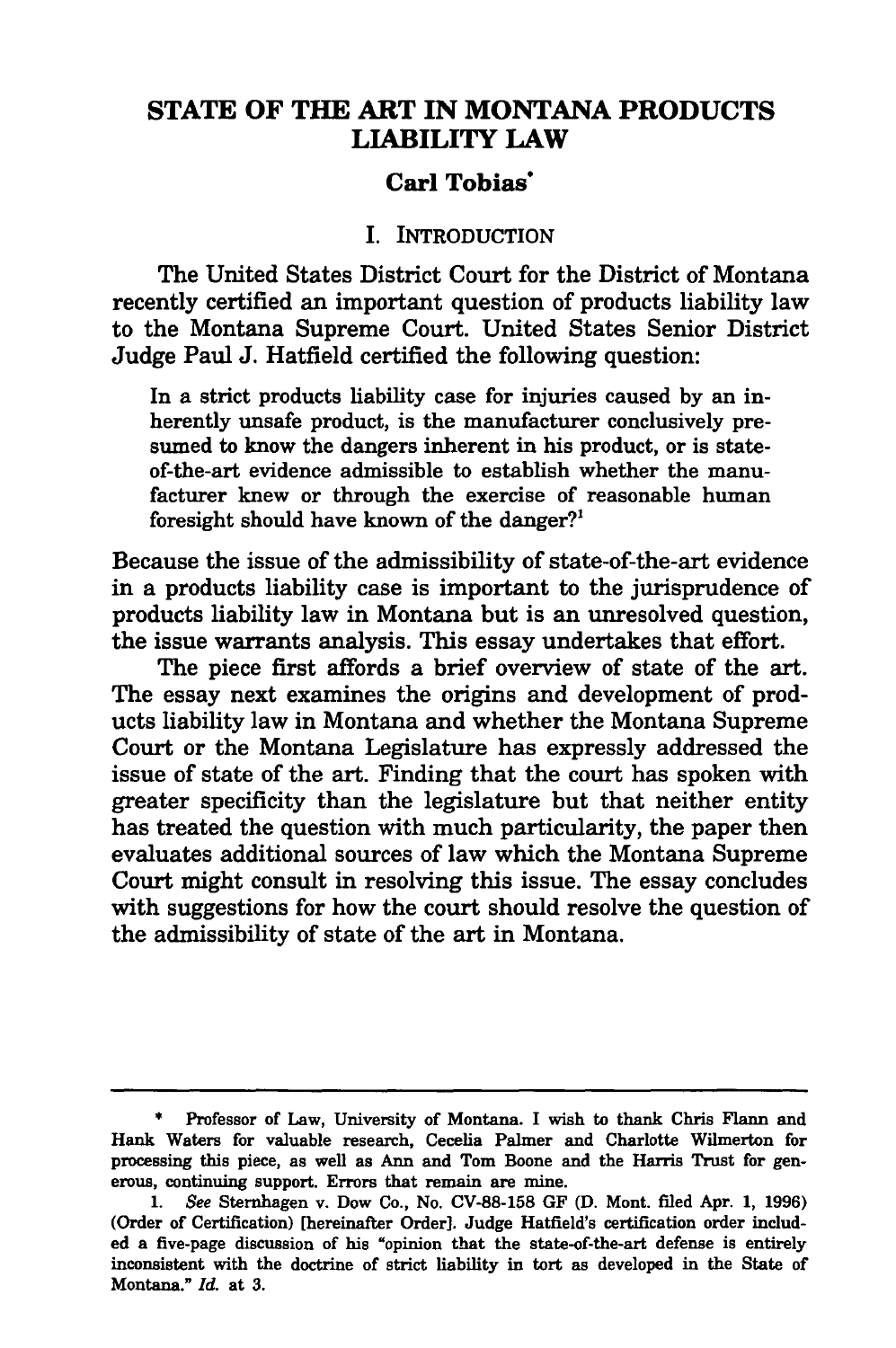# STATE OF THE ART IN MONTANA PRODUCTS LIABILITY LAW

**Carl Tobias***

## I. INTRODUCTION

The United States District Court for the District of Montana recently certified an important question of products liability law to the Montana Supreme Court. United States Senior District Judge Paul J. Hatfield certified the following question:

> In a strict products liability case for injuries caused by an inherently unsafe product, is the manufacturer conclusively presumed to know the dangers inherent in his product, or is state-of-the-art evidence admissible to establish whether the manufacturer knew or through the exercise of reasonable human foresight should have known of the danger?[1]

Because the issue of the admissibility of state-of-the-art evidence in a products liability case is important to the jurisprudence of products liability law in Montana but is an unresolved question, the issue warrants analysis. This essay undertakes that effort.

The piece first affords a brief overview of state of the art. The essay next examines the origins and development of products liability law in Montana and whether the Montana Supreme Court or the Montana Legislature has expressly addressed the issue of state of the art. Finding that the court has spoken with greater specificity than the legislature but that neither entity has treated the question with much particularity, the paper then evaluates additional sources of law which the Montana Supreme Court might consult in resolving this issue. The essay concludes with suggestions for how the court should resolve the question of the admissibility of state of the art in Montana.

---

\* Professor of Law, University of Montana. I wish to thank Chris Flann and Hank Waters for valuable research, Cecelia Palmer and Charlotte Wilmerton for processing this piece, as well as Ann and Tom Boone and the Harris Trust for generous, continuing support. Errors that remain are mine.

1. *See* Sternhagen v. Dow Co., No. CV-88-158 GF (D. Mont. filed Apr. 1, 1996) (Order of Certification) [hereinafter Order]. Judge Hatfield's certification order included a five-page discussion of his "opinion that the state-of-the-art defense is entirely inconsistent with the doctrine of strict liability in tort as developed in the State of Montana." *Id.* at 3.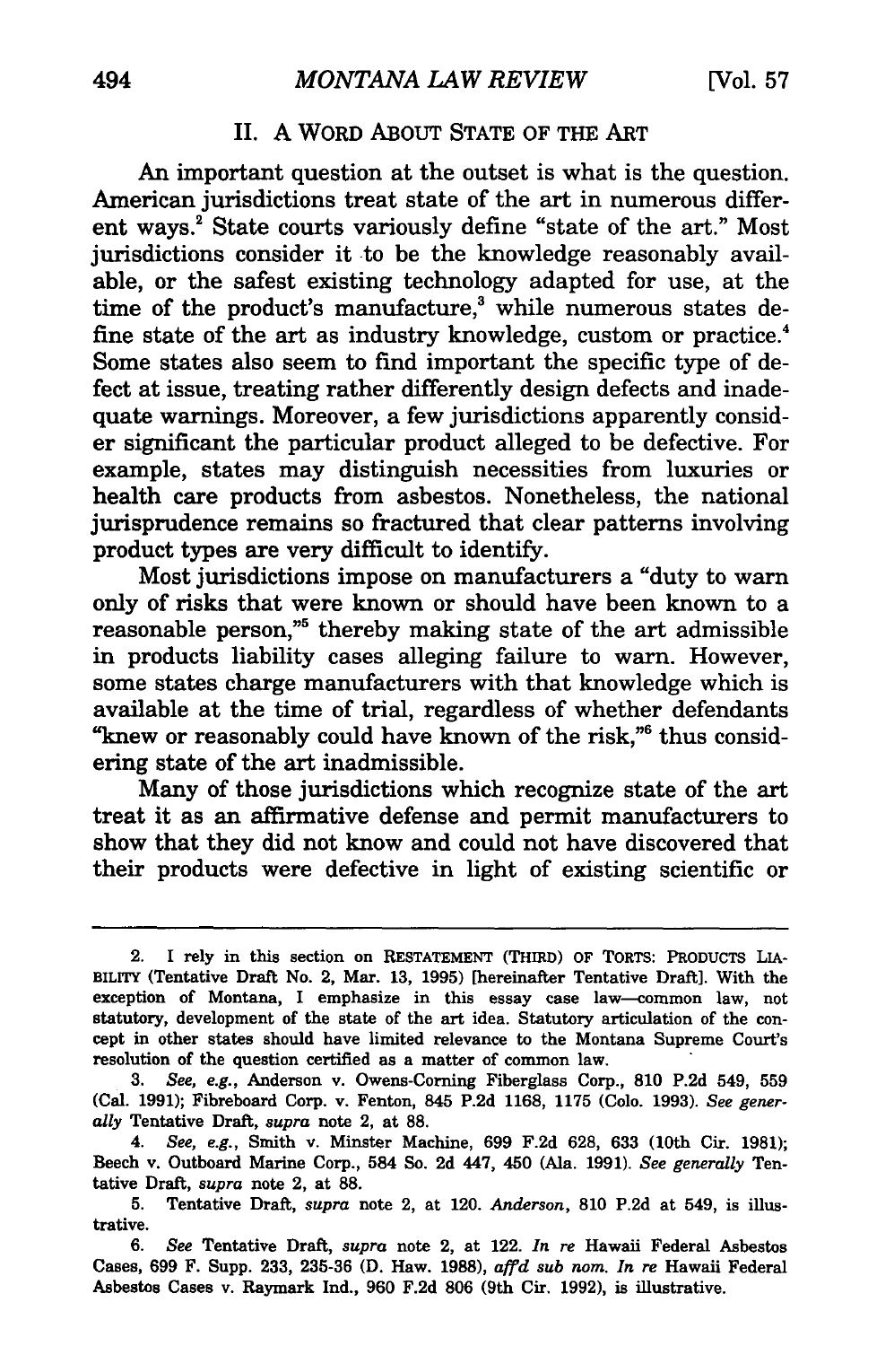## II. A Word About State of the Art

An important question at the outset is what is the question. American jurisdictions treat state of the art in numerous different ways.[2] State courts variously define "state of the art." Most jurisdictions consider it to be the knowledge reasonably available, or the safest existing technology adapted for use, at the time of the product's manufacture,[3] while numerous states define state of the art as industry knowledge, custom or practice.[4] Some states also seem to find important the specific type of defect at issue, treating rather differently design defects and inadequate warnings. Moreover, a few jurisdictions apparently consider significant the particular product alleged to be defective. For example, states may distinguish necessities from luxuries or health care products from asbestos. Nonetheless, the national jurisprudence remains so fractured that clear patterns involving product types are very difficult to identify.

Most jurisdictions impose on manufacturers a "duty to warn only of risks that were known or should have been known to a reasonable person,"[5] thereby making state of the art admissible in products liability cases alleging failure to warn. However, some states charge manufacturers with that knowledge which is available at the time of trial, regardless of whether defendants "knew or reasonably could have known of the risk,"[6] thus considering state of the art inadmissible.

Many of those jurisdictions which recognize state of the art treat it as an affirmative defense and permit manufacturers to show that they did not know and could not have discovered that their products were defective in light of existing scientific or

---

2. I rely in this section on RESTATEMENT (THIRD) OF TORTS: PRODUCTS LIABILITY (Tentative Draft No. 2, Mar. 13, 1995) [hereinafter Tentative Draft]. With the exception of Montana, I emphasize in this essay case law—common law, not statutory, development of the state of the art idea. Statutory articulation of the concept in other states should have limited relevance to the Montana Supreme Court's resolution of the question certified as a matter of common law.

3. *See, e.g.*, Anderson v. Owens-Corning Fiberglass Corp., 810 P.2d 549, 559 (Cal. 1991); Fibreboard Corp. v. Fenton, 845 P.2d 1168, 1175 (Colo. 1993). *See generally* Tentative Draft, *supra* note 2, at 88.

4. *See, e.g.*, Smith v. Minster Machine, 699 F.2d 628, 633 (10th Cir. 1981); Beech v. Outboard Marine Corp., 584 So. 2d 447, 450 (Ala. 1991). *See generally* Tentative Draft, *supra* note 2, at 88.

5. Tentative Draft, *supra* note 2, at 120. *Anderson*, 810 P.2d at 549, is illustrative.

6. *See* Tentative Draft, *supra* note 2, at 122. *In re* Hawaii Federal Asbestos Cases, 699 F. Supp. 233, 235-36 (D. Haw. 1988), *aff'd sub nom. In re* Hawaii Federal Asbestos Cases v. Raymark Ind., 960 F.2d 806 (9th Cir. 1992), is illustrative.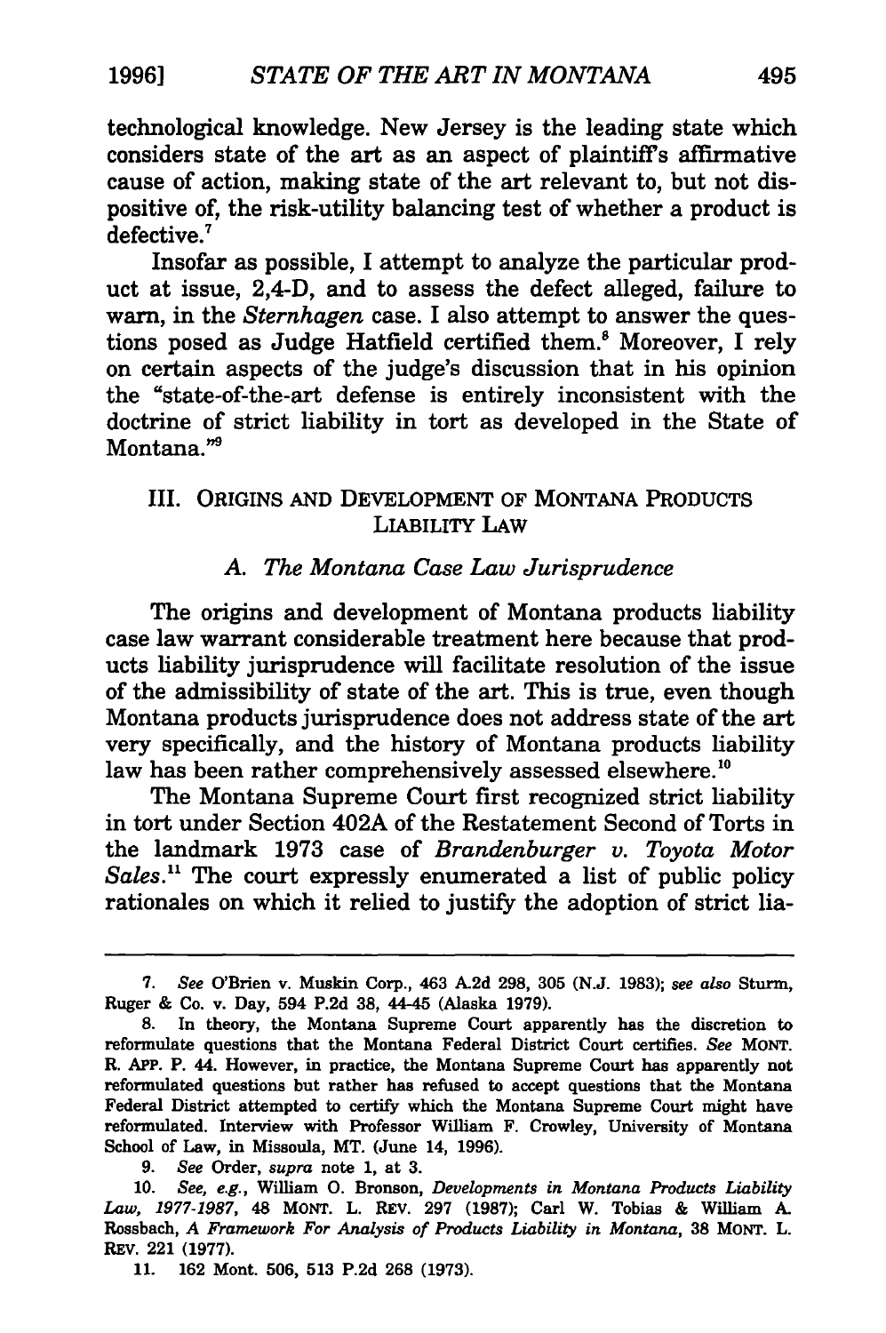technological knowledge. New Jersey is the leading state which considers state of the art as an aspect of plaintiff's affirmative cause of action, making state of the art relevant to, but not dispositive of, the risk-utility balancing test of whether a product is defective.[7]

Insofar as possible, I attempt to analyze the particular product at issue, 2,4-D, and to assess the defect alleged, failure to warn, in the *Sternhagen* case. I also attempt to answer the questions posed as Judge Hatfield certified them.[8] Moreover, I rely on certain aspects of the judge's discussion that in his opinion the "state-of-the-art defense is entirely inconsistent with the doctrine of strict liability in tort as developed in the State of Montana."[9]

## III. ORIGINS AND DEVELOPMENT OF MONTANA PRODUCTS LIABILITY LAW

### A. *The Montana Case Law Jurisprudence*

The origins and development of Montana products liability case law warrant considerable treatment here because that products liability jurisprudence will facilitate resolution of the issue of the admissibility of state of the art. This is true, even though Montana products jurisprudence does not address state of the art very specifically, and the history of Montana products liability law has been rather comprehensively assessed elsewhere.[10]

The Montana Supreme Court first recognized strict liability in tort under Section 402A of the Restatement Second of Torts in the landmark 1973 case of *Brandenburger v. Toyota Motor Sales*.[11] The court expressly enumerated a list of public policy rationales on which it relied to justify the adoption of strict lia-

---

7. *See* O'Brien v. Muskin Corp., 463 A.2d 298, 305 (N.J. 1983); *see also* Sturm, Ruger & Co. v. Day, 594 P.2d 38, 44-45 (Alaska 1979).

8. In theory, the Montana Supreme Court apparently has the discretion to reformulate questions that the Montana Federal District Court certifies. *See* MONT. R. APP. P. 44. However, in practice, the Montana Supreme Court has apparently not reformulated questions but rather has refused to accept questions that the Montana Federal District attempted to certify which the Montana Supreme Court might have reformulated. Interview with Professor William F. Crowley, University of Montana School of Law, in Missoula, MT. (June 14, 1996).

9. *See* Order, *supra* note 1, at 3.

10. *See, e.g.*, William O. Bronson, *Developments in Montana Products Liability Law, 1977-1987*, 48 MONT. L. REV. 297 (1987); Carl W. Tobias & William A. Rossbach, *A Framework For Analysis of Products Liability in Montana*, 38 MONT. L. REV. 221 (1977).

11. 162 Mont. 506, 513 P.2d 268 (1973).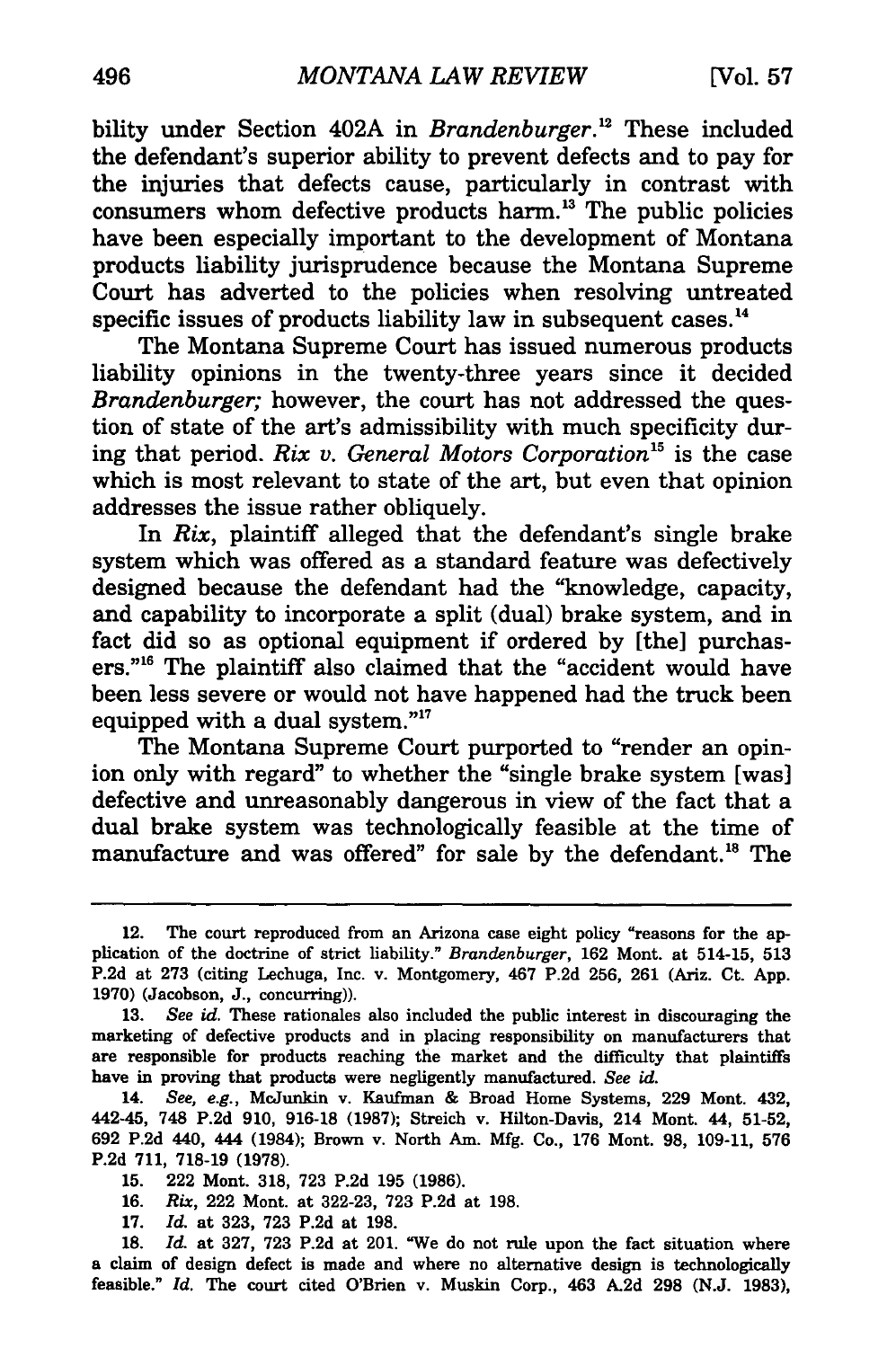bility under Section 402A in *Brandenburger*.[12] These included the defendant's superior ability to prevent defects and to pay for the injuries that defects cause, particularly in contrast with consumers whom defective products harm.[13] The public policies have been especially important to the development of Montana products liability jurisprudence because the Montana Supreme Court has adverted to the policies when resolving untreated specific issues of products liability law in subsequent cases.[14]

The Montana Supreme Court has issued numerous products liability opinions in the twenty-three years since it decided *Brandenburger;* however, the court has not addressed the question of state of the art's admissibility with much specificity during that period. *Rix v. General Motors Corporation*[15] is the case which is most relevant to state of the art, but even that opinion addresses the issue rather obliquely.

In *Rix*, plaintiff alleged that the defendant's single brake system which was offered as a standard feature was defectively designed because the defendant had the "knowledge, capacity, and capability to incorporate a split (dual) brake system, and in fact did so as optional equipment if ordered by [the] purchasers."[16] The plaintiff also claimed that the "accident would have been less severe or would not have happened had the truck been equipped with a dual system."[17]

The Montana Supreme Court purported to "render an opinion only with regard" to whether the "single brake system [was] defective and unreasonably dangerous in view of the fact that a dual brake system was technologically feasible at the time of manufacture and was offered" for sale by the defendant.[18] The

---

12. The court reproduced from an Arizona case eight policy "reasons for the application of the doctrine of strict liability." *Brandenburger*, 162 Mont. at 514-15, 513 P.2d at 273 (citing Lechuga, Inc. v. Montgomery, 467 P.2d 256, 261 (Ariz. Ct. App. 1970) (Jacobson, J., concurring)).

13. *See id.* These rationales also included the public interest in discouraging the marketing of defective products and in placing responsibility on manufacturers that are responsible for products reaching the market and the difficulty that plaintiffs have in proving that products were negligently manufactured. *See id.*

14. *See, e.g.*, McJunkin v. Kaufman & Broad Home Systems, 229 Mont. 432, 442-45, 748 P.2d 910, 916-18 (1987); Streich v. Hilton-Davis, 214 Mont. 44, 51-52, 692 P.2d 440, 444 (1984); Brown v. North Am. Mfg. Co., 176 Mont. 98, 109-11, 576 P.2d 711, 718-19 (1978).

15. 222 Mont. 318, 723 P.2d 195 (1986).

16. *Rix*, 222 Mont. at 322-23, 723 P.2d at 198.

17. *Id.* at 323, 723 P.2d at 198.

18. *Id.* at 327, 723 P.2d at 201. "We do not rule upon the fact situation where a claim of design defect is made and where no alternative design is technologically feasible." *Id.* The court cited O'Brien v. Muskin Corp., 463 A.2d 298 (N.J. 1983),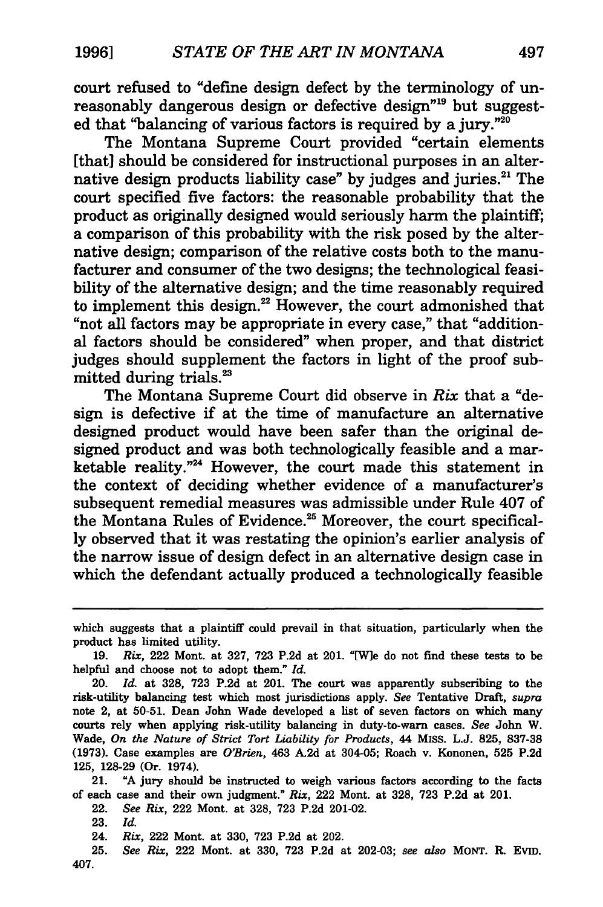court refused to "define design defect by the terminology of unreasonably dangerous design or defective design"[19] but suggested that "balancing of various factors is required by a jury."[20]

The Montana Supreme Court provided "certain elements [that] should be considered for instructional purposes in an alternative design products liability case" by judges and juries.[21] The court specified five factors: the reasonable probability that the product as originally designed would seriously harm the plaintiff; a comparison of this probability with the risk posed by the alternative design; comparison of the relative costs both to the manufacturer and consumer of the two designs; the technological feasibility of the alternative design; and the time reasonably required to implement this design.[22] However, the court admonished that "not all factors may be appropriate in every case," that "additional factors should be considered" when proper, and that district judges should supplement the factors in light of the proof submitted during trials.[23]

The Montana Supreme Court did observe in *Rix* that a "design is defective if at the time of manufacture an alternative designed product would have been safer than the original designed product and was both technologically feasible and a marketable reality."[24] However, the court made this statement in the context of deciding whether evidence of a manufacturer's subsequent remedial measures was admissible under Rule 407 of the Montana Rules of Evidence.[25] Moreover, the court specifically observed that it was restating the opinion's earlier analysis of the narrow issue of design defect in an alternative design case in which the defendant actually produced a technologically feasible

---

which suggests that a plaintiff could prevail in that situation, particularly when the product has limited utility.

19. *Rix*, 222 Mont. at 327, 723 P.2d at 201. "[W]e do not find these tests to be helpful and choose not to adopt them." *Id.*

20. *Id.* at 328, 723 P.2d at 201. The court was apparently subscribing to the risk-utility balancing test which most jurisdictions apply. *See* Tentative Draft, *supra* note 2, at 50-51. Dean John Wade developed a list of seven factors on which many courts rely when applying risk-utility balancing in duty-to-warn cases. *See* John W. Wade, *On the Nature of Strict Tort Liability for Products*, 44 MISS. L.J. 825, 837-38 (1973). Case examples are *O'Brien*, 463 A.2d at 304-05; Roach v. Kononen, 525 P.2d 125, 128-29 (Or. 1974).

21. "A jury should be instructed to weigh various factors according to the facts of each case and their own judgment." *Rix*, 222 Mont. at 328, 723 P.2d at 201.

22. *See Rix*, 222 Mont. at 328, 723 P.2d 201-02.

23. *Id.*

24. *Rix*, 222 Mont. at 330, 723 P.2d at 202.

25. *See Rix*, 222 Mont. at 330, 723 P.2d at 202-03; *see also* MONT. R. EVID. 407.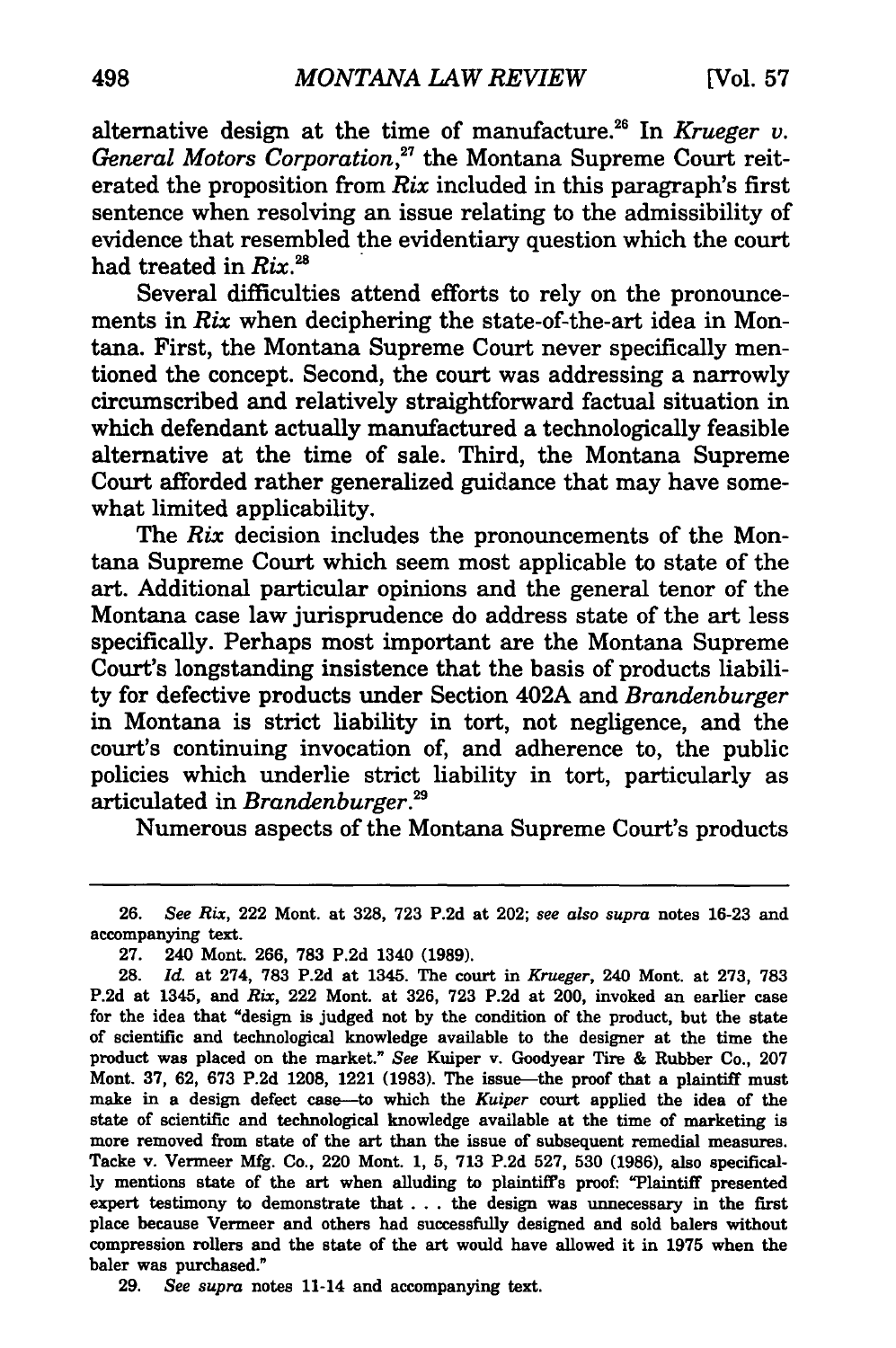alternative design at the time of manufacture.[26] In *Krueger v. General Motors Corporation*,[27] the Montana Supreme Court reiterated the proposition from *Rix* included in this paragraph's first sentence when resolving an issue relating to the admissibility of evidence that resembled the evidentiary question which the court had treated in *Rix*.[28]

Several difficulties attend efforts to rely on the pronouncements in *Rix* when deciphering the state-of-the-art idea in Montana. First, the Montana Supreme Court never specifically mentioned the concept. Second, the court was addressing a narrowly circumscribed and relatively straightforward factual situation in which defendant actually manufactured a technologically feasible alternative at the time of sale. Third, the Montana Supreme Court afforded rather generalized guidance that may have somewhat limited applicability.

The *Rix* decision includes the pronouncements of the Montana Supreme Court which seem most applicable to state of the art. Additional particular opinions and the general tenor of the Montana case law jurisprudence do address state of the art less specifically. Perhaps most important are the Montana Supreme Court's longstanding insistence that the basis of products liability for defective products under Section 402A and *Brandenburger* in Montana is strict liability in tort, not negligence, and the court's continuing invocation of, and adherence to, the public policies which underlie strict liability in tort, particularly as articulated in *Brandenburger*.[29]

Numerous aspects of the Montana Supreme Court's products

---

26. *See Rix*, 222 Mont. at 328, 723 P.2d at 202; *see also supra* notes 16-23 and accompanying text.

27. 240 Mont. 266, 783 P.2d 1340 (1989).

28. *Id.* at 274, 783 P.2d at 1345. The court in *Krueger*, 240 Mont. at 273, 783 P.2d at 1345, and *Rix*, 222 Mont. at 326, 723 P.2d at 200, invoked an earlier case for the idea that "design is judged not by the condition of the product, but the state of scientific and technological knowledge available to the designer at the time the product was placed on the market." *See* Kuiper v. Goodyear Tire & Rubber Co., 207 Mont. 37, 62, 673 P.2d 1208, 1221 (1983). The issue—the proof that a plaintiff must make in a design defect case—to which the *Kuiper* court applied the idea of the state of scientific and technological knowledge available at the time of marketing is more removed from state of the art than the issue of subsequent remedial measures. Tacke v. Vermeer Mfg. Co., 220 Mont. 1, 5, 713 P.2d 527, 530 (1986), also specifically mentions state of the art when alluding to plaintiff's proof: "Plaintiff presented expert testimony to demonstrate that . . . the design was unnecessary in the first place because Vermeer and others had successfully designed and sold balers without compression rollers and the state of the art would have allowed it in 1975 when the baler was purchased."

29. *See supra* notes 11-14 and accompanying text.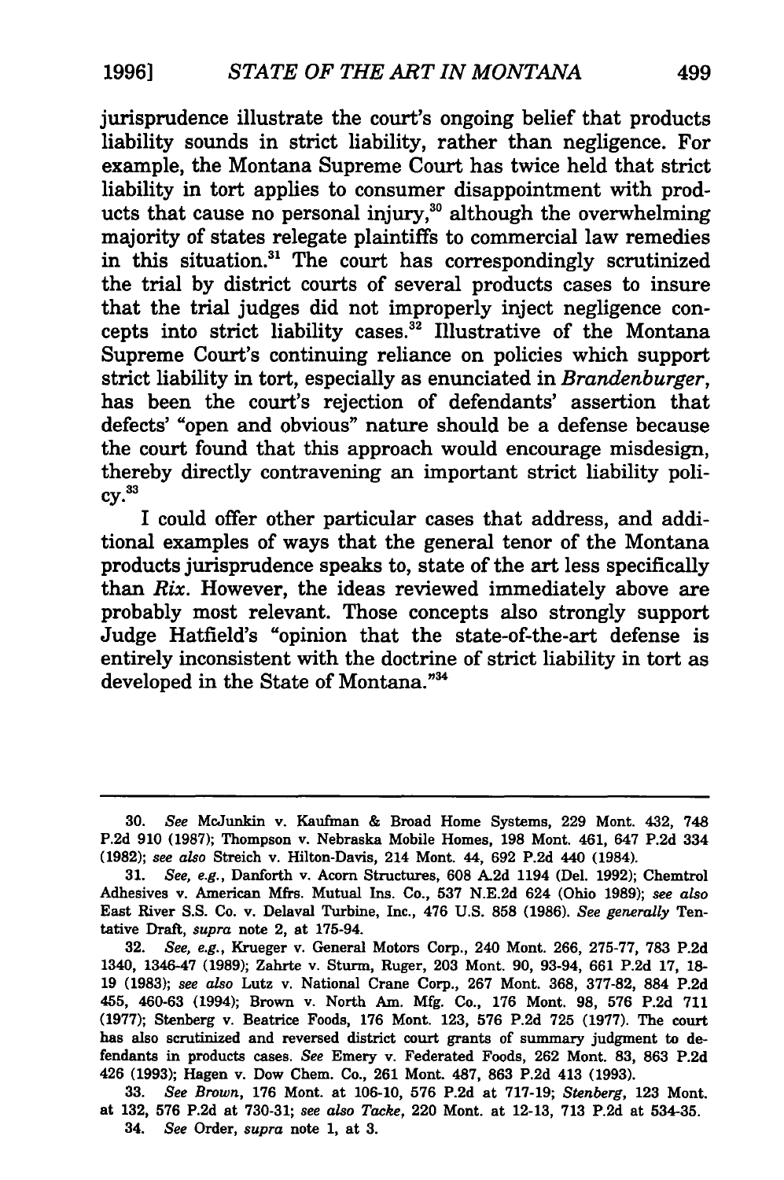jurisprudence illustrate the court's ongoing belief that products liability sounds in strict liability, rather than negligence. For example, the Montana Supreme Court has twice held that strict liability in tort applies to consumer disappointment with products that cause no personal injury,[30] although the overwhelming majority of states relegate plaintiffs to commercial law remedies in this situation.[31] The court has correspondingly scrutinized the trial by district courts of several products cases to insure that the trial judges did not improperly inject negligence concepts into strict liability cases.[32] Illustrative of the Montana Supreme Court's continuing reliance on policies which support strict liability in tort, especially as enunciated in *Brandenburger*, has been the court's rejection of defendants' assertion that defects' "open and obvious" nature should be a defense because the court found that this approach would encourage misdesign, thereby directly contravening an important strict liability policy.[33]

I could offer other particular cases that address, and additional examples of ways that the general tenor of the Montana products jurisprudence speaks to, state of the art less specifically than *Rix*. However, the ideas reviewed immediately above are probably most relevant. Those concepts also strongly support Judge Hatfield's "opinion that the state-of-the-art defense is entirely inconsistent with the doctrine of strict liability in tort as developed in the State of Montana."[34]

---

30. *See* McJunkin v. Kaufman & Broad Home Systems, 229 Mont. 432, 748 P.2d 910 (1987); Thompson v. Nebraska Mobile Homes, 198 Mont. 461, 647 P.2d 334 (1982); *see also* Streich v. Hilton-Davis, 214 Mont. 44, 692 P.2d 440 (1984).

31. *See, e.g.*, Danforth v. Acorn Structures, 608 A.2d 1194 (Del. 1992); Chemtrol Adhesives v. American Mfrs. Mutual Ins. Co., 537 N.E.2d 624 (Ohio 1989); *see also* East River S.S. Co. v. Delaval Turbine, Inc., 476 U.S. 858 (1986). *See generally* Tentative Draft, *supra* note 2, at 175-94.

32. *See, e.g.*, Krueger v. General Motors Corp., 240 Mont. 266, 275-77, 783 P.2d 1340, 1346-47 (1989); Zahrte v. Sturm, Ruger, 203 Mont. 90, 93-94, 661 P.2d 17, 18-19 (1983); *see also* Lutz v. National Crane Corp., 267 Mont. 368, 377-82, 884 P.2d 455, 460-63 (1994); Brown v. North Am. Mfg. Co., 176 Mont. 98, 576 P.2d 711 (1977); Stenberg v. Beatrice Foods, 176 Mont. 123, 576 P.2d 725 (1977). The court has also scrutinized and reversed district court grants of summary judgment to defendants in products cases. *See* Emery v. Federated Foods, 262 Mont. 83, 863 P.2d 426 (1993); Hagen v. Dow Chem. Co., 261 Mont. 487, 863 P.2d 413 (1993).

33. *See Brown*, 176 Mont. at 106-10, 576 P.2d at 717-19; *Stenberg*, 123 Mont. at 132, 576 P.2d at 730-31; *see also Tacke*, 220 Mont. at 12-13, 713 P.2d at 534-35.

34. *See* Order, *supra* note 1, at 3.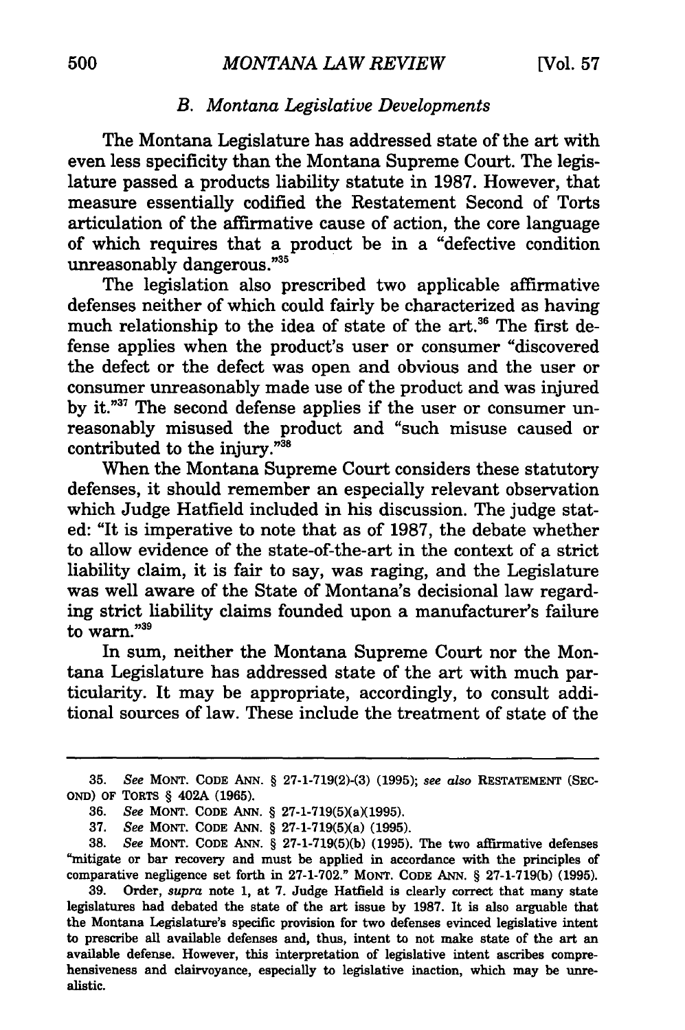### *B. Montana Legislative Developments*

The Montana Legislature has addressed state of the art with even less specificity than the Montana Supreme Court. The legislature passed a products liability statute in 1987. However, that measure essentially codified the Restatement Second of Torts articulation of the affirmative cause of action, the core language of which requires that a product be in a "defective condition unreasonably dangerous."[35]

The legislation also prescribed two applicable affirmative defenses neither of which could fairly be characterized as having much relationship to the idea of state of the art.[36] The first defense applies when the product's user or consumer "discovered the defect or the defect was open and obvious and the user or consumer unreasonably made use of the product and was injured by it."[37] The second defense applies if the user or consumer unreasonably misused the product and "such misuse caused or contributed to the injury."[38]

When the Montana Supreme Court considers these statutory defenses, it should remember an especially relevant observation which Judge Hatfield included in his discussion. The judge stated: "It is imperative to note that as of 1987, the debate whether to allow evidence of the state-of-the-art in the context of a strict liability claim, it is fair to say, was raging, and the Legislature was well aware of the State of Montana's decisional law regarding strict liability claims founded upon a manufacturer's failure to warn."[39]

In sum, neither the Montana Supreme Court nor the Montana Legislature has addressed state of the art with much particularity. It may be appropriate, accordingly, to consult additional sources of law. These include the treatment of state of the

---

35. *See* MONT. CODE ANN. § 27-1-719(2)-(3) (1995); *see also* RESTATEMENT (SECOND) OF TORTS § 402A (1965).

36. *See* MONT. CODE ANN. § 27-1-719(5)(a)(1995).

37. *See* MONT. CODE ANN. § 27-1-719(5)(a) (1995).

38. *See* MONT. CODE ANN. § 27-1-719(5)(b) (1995). The two affirmative defenses "mitigate or bar recovery and must be applied in accordance with the principles of comparative negligence set forth in 27-1-702." MONT. CODE ANN. § 27-1-719(b) (1995).

39. Order, *supra* note 1, at 7. Judge Hatfield is clearly correct that many state legislatures had debated the state of the art issue by 1987. It is also arguable that the Montana Legislature's specific provision for two defenses evinced legislative intent to prescribe all available defenses and, thus, intent to not make state of the art an available defense. However, this interpretation of legislative intent ascribes comprehensiveness and clairvoyance, especially to legislative inaction, which may be unrealistic.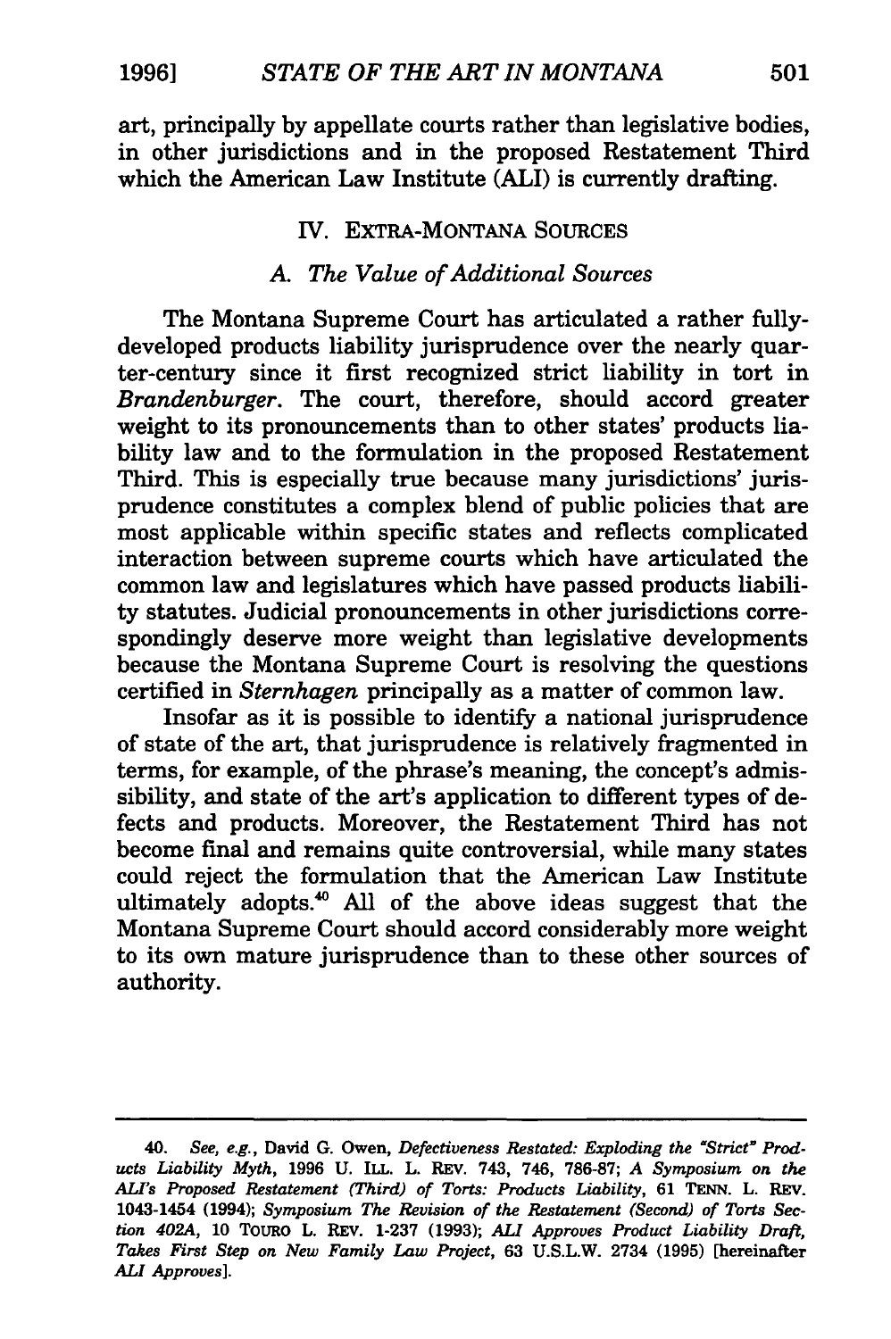art, principally by appellate courts rather than legislative bodies, in other jurisdictions and in the proposed Restatement Third which the American Law Institute (ALI) is currently drafting.

## IV. EXTRA-MONTANA SOURCES

### *A. The Value of Additional Sources*

The Montana Supreme Court has articulated a rather fully-developed products liability jurisprudence over the nearly quarter-century since it first recognized strict liability in tort in *Brandenburger*. The court, therefore, should accord greater weight to its pronouncements than to other states' products liability law and to the formulation in the proposed Restatement Third. This is especially true because many jurisdictions' jurisprudence constitutes a complex blend of public policies that are most applicable within specific states and reflects complicated interaction between supreme courts which have articulated the common law and legislatures which have passed products liability statutes. Judicial pronouncements in other jurisdictions correspondingly deserve more weight than legislative developments because the Montana Supreme Court is resolving the questions certified in *Sternhagen* principally as a matter of common law.

Insofar as it is possible to identify a national jurisprudence of state of the art, that jurisprudence is relatively fragmented in terms, for example, of the phrase's meaning, the concept's admissibility, and state of the art's application to different types of defects and products. Moreover, the Restatement Third has not become final and remains quite controversial, while many states could reject the formulation that the American Law Institute ultimately adopts.[40] All of the above ideas suggest that the Montana Supreme Court should accord considerably more weight to its own mature jurisprudence than to these other sources of authority.

---

40. *See, e.g.*, David G. Owen, *Defectiveness Restated: Exploding the "Strict" Products Liability Myth*, 1996 U. ILL. L. REV. 743, 746, 786-87; *A Symposium on the ALI's Proposed Restatement (Third) of Torts: Products Liability*, 61 TENN. L. REV. 1043-1454 (1994); *Symposium The Revision of the Restatement (Second) of Torts Section 402A*, 10 TOURO L. REV. 1-237 (1993); *ALI Approves Product Liability Draft, Takes First Step on New Family Law Project*, 63 U.S.L.W. 2734 (1995) [hereinafter *ALI Approves*].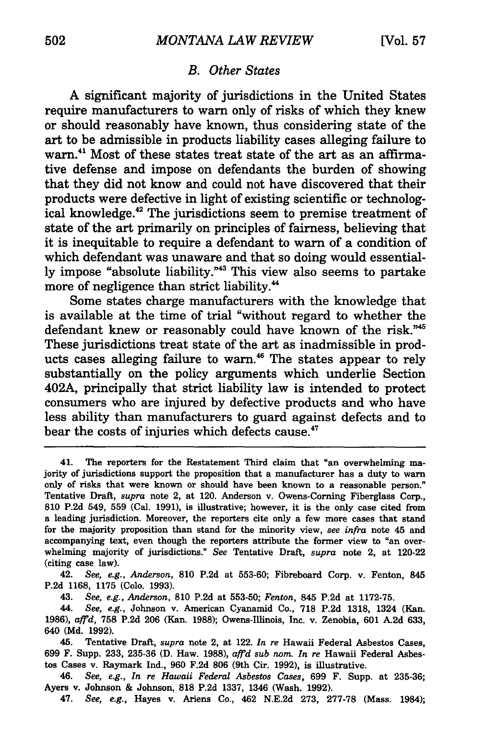### B. Other States

A significant majority of jurisdictions in the United States require manufacturers to warn only of risks of which they knew or should reasonably have known, thus considering state of the art to be admissible in products liability cases alleging failure to warn.[41] Most of these states treat state of the art as an affirmative defense and impose on defendants the burden of showing that they did not know and could not have discovered that their products were defective in light of existing scientific or technological knowledge.[42] The jurisdictions seem to premise treatment of state of the art primarily on principles of fairness, believing that it is inequitable to require a defendant to warn of a condition of which defendant was unaware and that so doing would essentially impose "absolute liability."[43] This view also seems to partake more of negligence than strict liability.[44]

Some states charge manufacturers with the knowledge that is available at the time of trial "without regard to whether the defendant knew or reasonably could have known of the risk."[45] These jurisdictions treat state of the art as inadmissible in products cases alleging failure to warn.[46] The states appear to rely substantially on the policy arguments which underlie Section 402A, principally that strict liability law is intended to protect consumers who are injured by defective products and who have less ability than manufacturers to guard against defects and to bear the costs of injuries which defects cause.[47]

---

41. The reporters for the Restatement Third claim that "an overwhelming majority of jurisdictions support the proposition that a manufacturer has a duty to warn only of risks that were known or should have been known to a reasonable person." Tentative Draft, *supra* note 2, at 120. Anderson v. Owens-Corning Fiberglass Corp., 810 P.2d 549, 559 (Cal. 1991), is illustrative; however, it is the only case cited from a leading jurisdiction. Moreover, the reporters cite only a few more cases that stand for the majority proposition than stand for the minority view, *see infra* note 45 and accompanying text, even though the reporters attribute the former view to "an overwhelming majority of jurisdictions." *See* Tentative Draft, *supra* note 2, at 120-22 (citing case law).

42. *See, e.g.*, *Anderson*, 810 P.2d at 553-60; Fibreboard Corp. v. Fenton, 845 P.2d 1168, 1175 (Colo. 1993).

43. *See, e.g.*, *Anderson*, 810 P.2d at 553-50; *Fenton*, 845 P.2d at 1172-75.

44. *See, e.g.*, Johnson v. American Cyanamid Co., 718 P.2d 1318, 1324 (Kan. 1986), *aff'd*, 758 P.2d 206 (Kan. 1988); Owens-Illinois, Inc. v. Zenobia, 601 A.2d 633, 640 (Md. 1992).

45. Tentative Draft, *supra* note 2, at 122. *In re* Hawaii Federal Asbestos Cases, 699 F. Supp. 233, 235-36 (D. Haw. 1988), *aff'd sub nom. In re* Hawaii Federal Asbestos Cases v. Raymark Ind., 960 F.2d 806 (9th Cir. 1992), is illustrative.

46. *See, e.g.*, *In re Hawaii Federal Asbestos Cases*, 699 F. Supp. at 235-36; Ayers v. Johnson & Johnson, 818 P.2d 1337, 1346 (Wash. 1992).

47. *See, e.g.*, Hayes v. Ariens Co., 462 N.E.2d 273, 277-78 (Mass. 1984);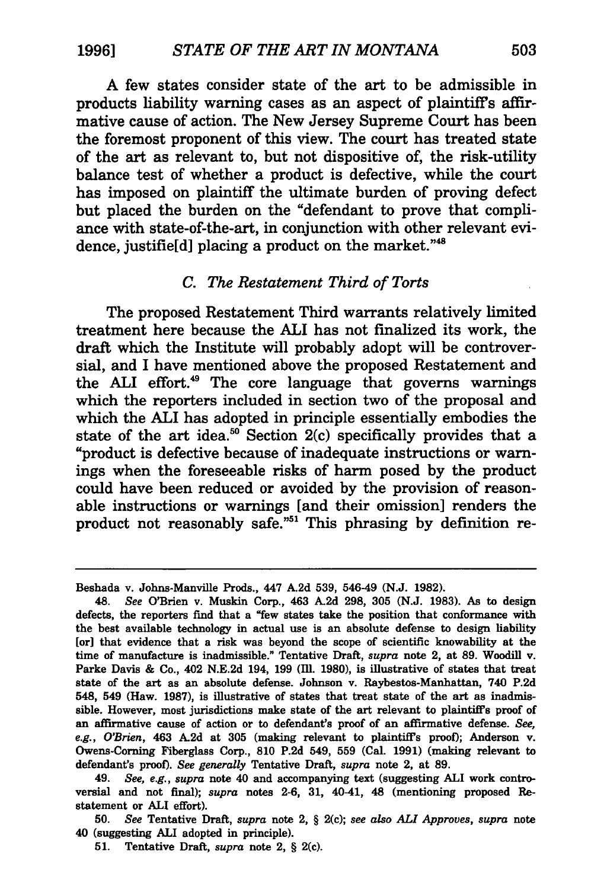A few states consider state of the art to be admissible in products liability warning cases as an aspect of plaintiff's affirmative cause of action. The New Jersey Supreme Court has been the foremost proponent of this view. The court has treated state of the art as relevant to, but not dispositive of, the risk-utility balance test of whether a product is defective, while the court has imposed on plaintiff the ultimate burden of proving defect but placed the burden on the "defendant to prove that compliance with state-of-the-art, in conjunction with other relevant evidence, justifie[d] placing a product on the market."[48]

### *C. The Restatement Third of Torts*

The proposed Restatement Third warrants relatively limited treatment here because the ALI has not finalized its work, the draft which the Institute will probably adopt will be controversial, and I have mentioned above the proposed Restatement and the ALI effort.[49] The core language that governs warnings which the reporters included in section two of the proposal and which the ALI has adopted in principle essentially embodies the state of the art idea.[50] Section 2(c) specifically provides that a "product is defective because of inadequate instructions or warnings when the foreseeable risks of harm posed by the product could have been reduced or avoided by the provision of reasonable instructions or warnings [and their omission] renders the product not reasonably safe."[51] This phrasing by definition re-

---

Beshada v. Johns-Manville Prods., 447 A.2d 539, 546-49 (N.J. 1982).

48. *See* O'Brien v. Muskin Corp., 463 A.2d 298, 305 (N.J. 1983). As to design defects, the reporters find that a "few states take the position that conformance with the best available technology in actual use is an absolute defense to design liability [or] that evidence that a risk was beyond the scope of scientific knowability at the time of manufacture is inadmissible." Tentative Draft, *supra* note 2, at 89. Woodill v. Parke Davis & Co., 402 N.E.2d 194, 199 (Ill. 1980), is illustrative of states that treat state of the art as an absolute defense. Johnson v. Raybestos-Manhattan, 740 P.2d 548, 549 (Haw. 1987), is illustrative of states that treat state of the art as inadmissible. However, most jurisdictions make state of the art relevant to plaintiff's proof of an affirmative cause of action or to defendant's proof of an affirmative defense. *See, e.g., O'Brien*, 463 A.2d at 305 (making relevant to plaintiff's proof); Anderson v. Owens-Corning Fiberglass Corp., 810 P.2d 549, 559 (Cal. 1991) (making relevant to defendant's proof). *See generally* Tentative Draft, *supra* note 2, at 89.

49. *See, e.g., supra* note 40 and accompanying text (suggesting ALI work controversial and not final); *supra* notes 2-6, 31, 40-41, 48 (mentioning proposed Restatement or ALI effort).

50. *See* Tentative Draft, *supra* note 2, § 2(c); *see also ALI Approves, supra* note 40 (suggesting ALI adopted in principle).

51. Tentative Draft, *supra* note 2, § 2(c).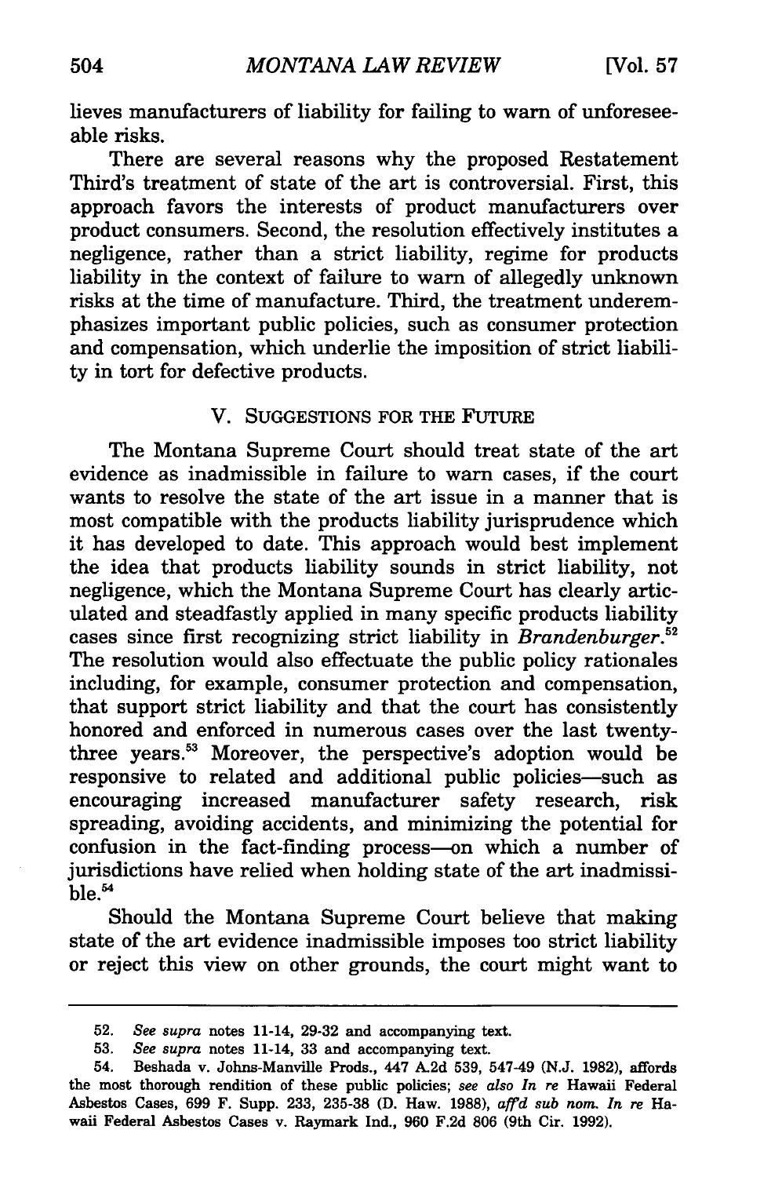lieves manufacturers of liability for failing to warn of unforeseeable risks.

There are several reasons why the proposed Restatement Third's treatment of state of the art is controversial. First, this approach favors the interests of product manufacturers over product consumers. Second, the resolution effectively institutes a negligence, rather than a strict liability, regime for products liability in the context of failure to warn of allegedly unknown risks at the time of manufacture. Third, the treatment underemphasizes important public policies, such as consumer protection and compensation, which underlie the imposition of strict liability in tort for defective products.

## V. SUGGESTIONS FOR THE FUTURE

The Montana Supreme Court should treat state of the art evidence as inadmissible in failure to warn cases, if the court wants to resolve the state of the art issue in a manner that is most compatible with the products liability jurisprudence which it has developed to date. This approach would best implement the idea that products liability sounds in strict liability, not negligence, which the Montana Supreme Court has clearly articulated and steadfastly applied in many specific products liability cases since first recognizing strict liability in *Brandenburger*.[52] The resolution would also effectuate the public policy rationales including, for example, consumer protection and compensation, that support strict liability and that the court has consistently honored and enforced in numerous cases over the last twenty-three years.[53] Moreover, the perspective's adoption would be responsive to related and additional public policies—such as encouraging increased manufacturer safety research, risk spreading, avoiding accidents, and minimizing the potential for confusion in the fact-finding process—on which a number of jurisdictions have relied when holding state of the art inadmissible.[54]

Should the Montana Supreme Court believe that making state of the art evidence inadmissible imposes too strict liability or reject this view on other grounds, the court might want to

---

52. *See supra* notes 11-14, 29-32 and accompanying text.

53. *See supra* notes 11-14, 33 and accompanying text.

54. Beshada v. Johns-Manville Prods., 447 A.2d 539, 547-49 (N.J. 1982), affords the most thorough rendition of these public policies; *see also In re* Hawaii Federal Asbestos Cases, 699 F. Supp. 233, 235-38 (D. Haw. 1988), *aff'd sub nom. In re* Hawaii Federal Asbestos Cases v. Raymark Ind., 960 F.2d 806 (9th Cir. 1992).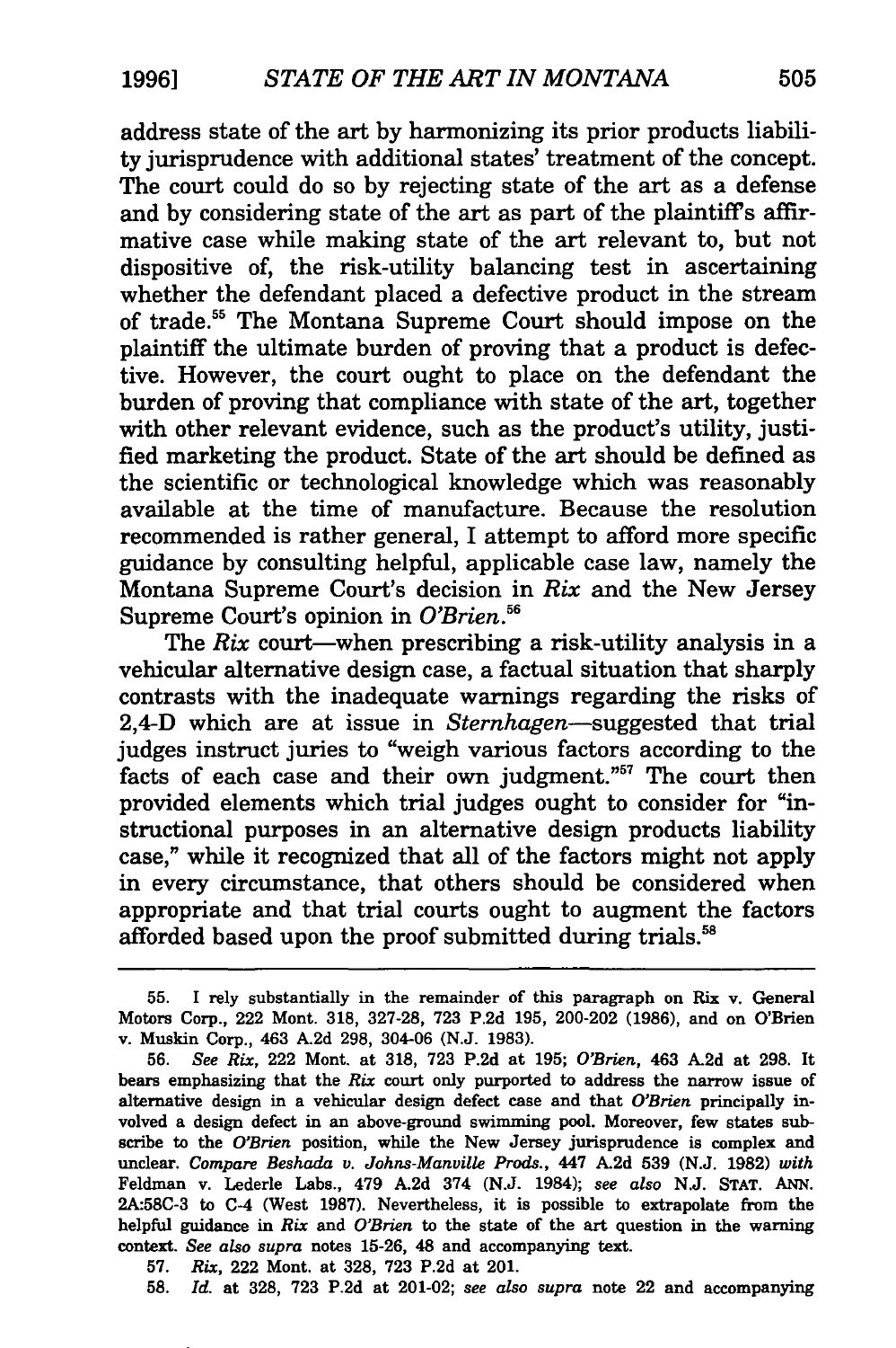address state of the art by harmonizing its prior products liability jurisprudence with additional states' treatment of the concept. The court could do so by rejecting state of the art as a defense and by considering state of the art as part of the plaintiff's affirmative case while making state of the art relevant to, but not dispositive of, the risk-utility balancing test in ascertaining whether the defendant placed a defective product in the stream of trade.[55] The Montana Supreme Court should impose on the plaintiff the ultimate burden of proving that a product is defective. However, the court ought to place on the defendant the burden of proving that compliance with state of the art, together with other relevant evidence, such as the product's utility, justified marketing the product. State of the art should be defined as the scientific or technological knowledge which was reasonably available at the time of manufacture. Because the resolution recommended is rather general, I attempt to afford more specific guidance by consulting helpful, applicable case law, namely the Montana Supreme Court's decision in *Rix* and the New Jersey Supreme Court's opinion in *O'Brien*.[56]

The *Rix* court—when prescribing a risk-utility analysis in a vehicular alternative design case, a factual situation that sharply contrasts with the inadequate warnings regarding the risks of 2,4-D which are at issue in *Sternhagen*—suggested that trial judges instruct juries to "weigh various factors according to the facts of each case and their own judgment."[57] The court then provided elements which trial judges ought to consider for "instructional purposes in an alternative design products liability case," while it recognized that all of the factors might not apply in every circumstance, that others should be considered when appropriate and that trial courts ought to augment the factors afforded based upon the proof submitted during trials.[58]

---

55. I rely substantially in the remainder of this paragraph on Rix v. General Motors Corp., 222 Mont. 318, 327-28, 723 P.2d 195, 200-202 (1986), and on O'Brien v. Muskin Corp., 463 A.2d 298, 304-06 (N.J. 1983).

56. *See Rix*, 222 Mont. at 318, 723 P.2d at 195; *O'Brien*, 463 A.2d at 298. It bears emphasizing that the *Rix* court only purported to address the narrow issue of alternative design in a vehicular design defect case and that *O'Brien* principally involved a design defect in an above-ground swimming pool. Moreover, few states subscribe to the *O'Brien* position, while the New Jersey jurisprudence is complex and unclear. *Compare Beshada v. Johns-Manville Prods.*, 447 A.2d 539 (N.J. 1982) *with* Feldman v. Lederle Labs., 479 A.2d 374 (N.J. 1984); *see also* N.J. STAT. ANN. 2A:58C-3 to C-4 (West 1987). Nevertheless, it is possible to extrapolate from the helpful guidance in *Rix* and *O'Brien* to the state of the art question in the warning context. *See also supra* notes 15-26, 48 and accompanying text.

57. *Rix*, 222 Mont. at 328, 723 P.2d at 201.

58. *Id.* at 328, 723 P.2d at 201-02; *see also supra* note 22 and accompanying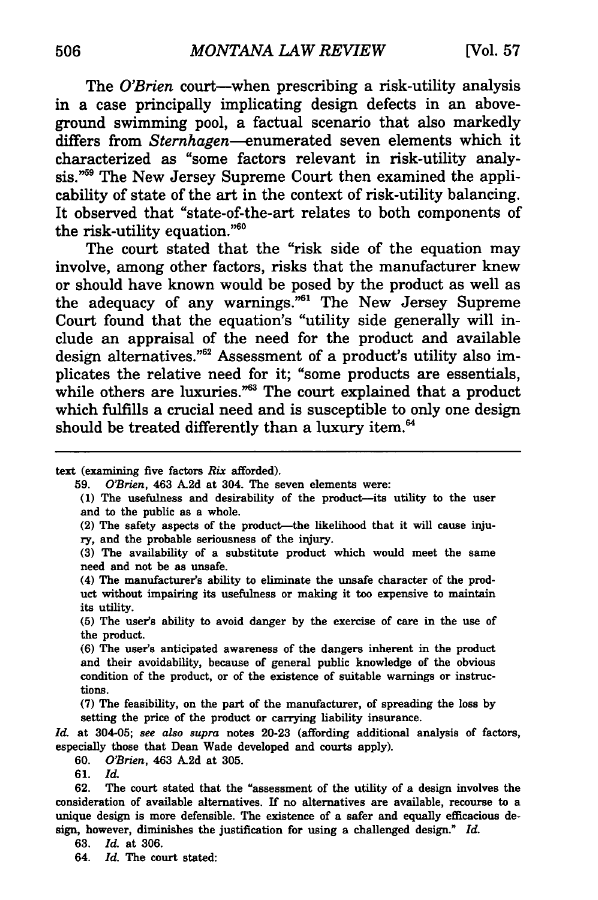The *O'Brien* court—when prescribing a risk-utility analysis in a case principally implicating design defects in an above-ground swimming pool, a factual scenario that also markedly differs from *Sternhagen*—enumerated seven elements which it characterized as "some factors relevant in risk-utility analysis."[59] The New Jersey Supreme Court then examined the applicability of state of the art in the context of risk-utility balancing. It observed that "state-of-the-art relates to both components of the risk-utility equation."[60]

The court stated that the "risk side of the equation may involve, among other factors, risks that the manufacturer knew or should have known would be posed by the product as well as the adequacy of any warnings."[61] The New Jersey Supreme Court found that the equation's "utility side generally will include an appraisal of the need for the product and available design alternatives."[62] Assessment of a product's utility also implicates the relative need for it; "some products are essentials, while others are luxuries."[63] The court explained that a product which fulfills a crucial need and is susceptible to only one design should be treated differently than a luxury item.[64]

---

text (examining five factors *Rix* afforded).

59. *O'Brien*, 463 A.2d at 304. The seven elements were:

(1) The usefulness and desirability of the product—its utility to the user and to the public as a whole.

(2) The safety aspects of the product—the likelihood that it will cause injury, and the probable seriousness of the injury.

(3) The availability of a substitute product which would meet the same need and not be as unsafe.

(4) The manufacturer's ability to eliminate the unsafe character of the product without impairing its usefulness or making it too expensive to maintain its utility.

(5) The user's ability to avoid danger by the exercise of care in the use of the product.

(6) The user's anticipated awareness of the dangers inherent in the product and their avoidability, because of general public knowledge of the obvious condition of the product, or of the existence of suitable warnings or instructions.

(7) The feasibility, on the part of the manufacturer, of spreading the loss by setting the price of the product or carrying liability insurance.

*Id.* at 304-05; *see also supra* notes 20-23 (affording additional analysis of factors, especially those that Dean Wade developed and courts apply).

60. *O'Brien*, 463 A.2d at 305.

61. *Id.*

62. The court stated that the "assessment of the utility of a design involves the consideration of available alternatives. If no alternatives are available, recourse to a unique design is more defensible. The existence of a safer and equally efficacious design, however, diminishes the justification for using a challenged design." *Id.*

63. *Id.* at 306.

64. *Id.* The court stated: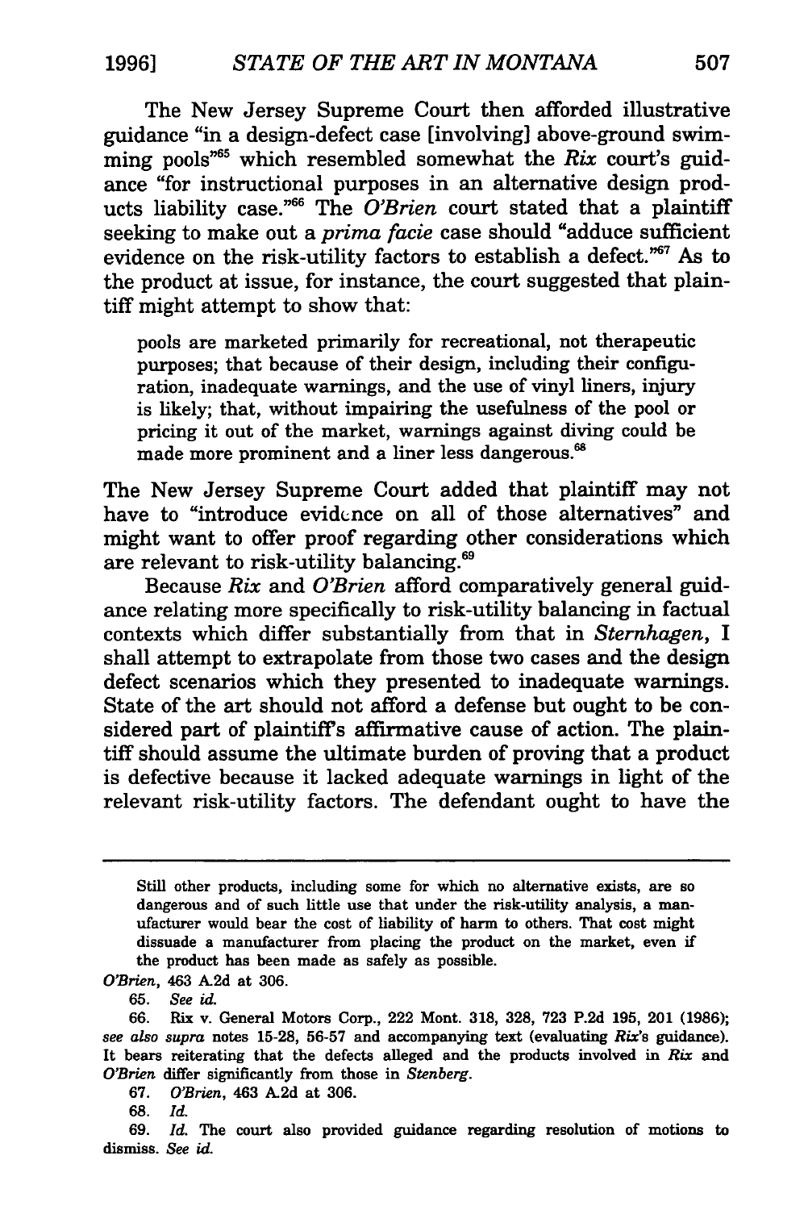The New Jersey Supreme Court then afforded illustrative guidance "in a design-defect case [involving] above-ground swimming pools"[65] which resembled somewhat the *Rix* court's guidance "for instructional purposes in an alternative design products liability case."[66] The *O'Brien* court stated that a plaintiff seeking to make out a *prima facie* case should "adduce sufficient evidence on the risk-utility factors to establish a defect."[67] As to the product at issue, for instance, the court suggested that plaintiff might attempt to show that:

> pools are marketed primarily for recreational, not therapeutic purposes; that because of their design, including their configuration, inadequate warnings, and the use of vinyl liners, injury is likely; that, without impairing the usefulness of the pool or pricing it out of the market, warnings against diving could be made more prominent and a liner less dangerous.[68]

The New Jersey Supreme Court added that plaintiff may not have to "introduce evidence on all of those alternatives" and might want to offer proof regarding other considerations which are relevant to risk-utility balancing.[69]

Because *Rix* and *O'Brien* afford comparatively general guidance relating more specifically to risk-utility balancing in factual contexts which differ substantially from that in *Sternhagen*, I shall attempt to extrapolate from those two cases and the design defect scenarios which they presented to inadequate warnings. State of the art should not afford a defense but ought to be considered part of plaintiff's affirmative cause of action. The plaintiff should assume the ultimate burden of proving that a product is defective because it lacked adequate warnings in light of the relevant risk-utility factors. The defendant ought to have the

---

> Still other products, including some for which no alternative exists, are so dangerous and of such little use that under the risk-utility analysis, a manufacturer would bear the cost of liability of harm to others. That cost might dissuade a manufacturer from placing the product on the market, even if the product has been made as safely as possible.

*O'Brien*, 463 A.2d at 306.

65. *See id.*

66. Rix v. General Motors Corp., 222 Mont. 318, 328, 723 P.2d 195, 201 (1986); *see also supra* notes 15-28, 56-57 and accompanying text (evaluating *Rix*'s guidance). It bears reiterating that the defects alleged and the products involved in *Rix* and *O'Brien* differ significantly from those in *Stenberg*.

67. *O'Brien*, 463 A.2d at 306.

68. *Id.*

69. *Id.* The court also provided guidance regarding resolution of motions to dismiss. *See id.*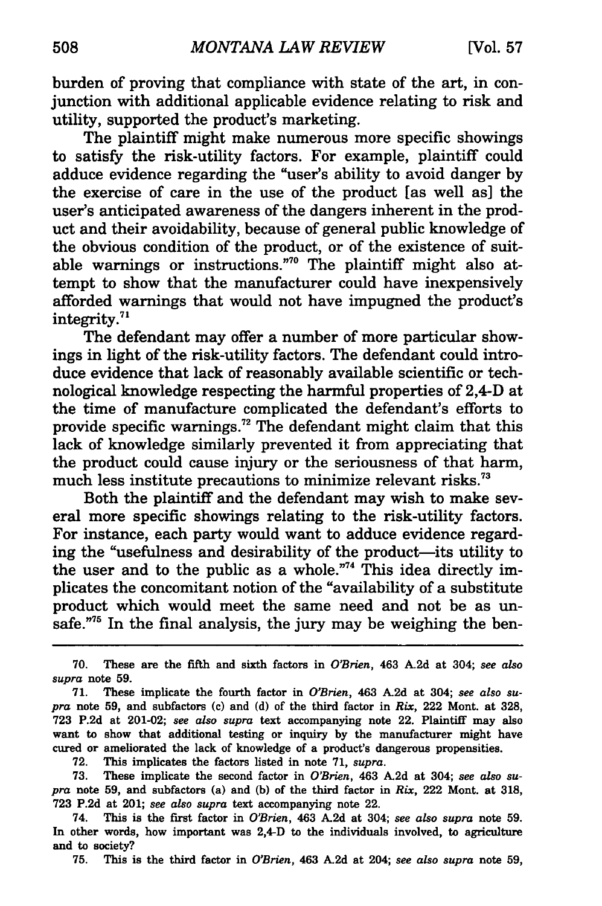burden of proving that compliance with state of the art, in conjunction with additional applicable evidence relating to risk and utility, supported the product's marketing.

The plaintiff might make numerous more specific showings to satisfy the risk-utility factors. For example, plaintiff could adduce evidence regarding the "user's ability to avoid danger by the exercise of care in the use of the product [as well as] the user's anticipated awareness of the dangers inherent in the product and their avoidability, because of general public knowledge of the obvious condition of the product, or of the existence of suitable warnings or instructions."[70] The plaintiff might also attempt to show that the manufacturer could have inexpensively afforded warnings that would not have impugned the product's integrity.[71]

The defendant may offer a number of more particular showings in light of the risk-utility factors. The defendant could introduce evidence that lack of reasonably available scientific or technological knowledge respecting the harmful properties of 2,4-D at the time of manufacture complicated the defendant's efforts to provide specific warnings.[72] The defendant might claim that this lack of knowledge similarly prevented it from appreciating that the product could cause injury or the seriousness of that harm, much less institute precautions to minimize relevant risks.[73]

Both the plaintiff and the defendant may wish to make several more specific showings relating to the risk-utility factors. For instance, each party would want to adduce evidence regarding the "usefulness and desirability of the product—its utility to the user and to the public as a whole."[74] This idea directly implicates the concomitant notion of the "availability of a substitute product which would meet the same need and not be as unsafe."[75] In the final analysis, the jury may be weighing the ben-

---

70. These are the fifth and sixth factors in *O'Brien*, 463 A.2d at 304; *see also supra* note 59.

71. These implicate the fourth factor in *O'Brien*, 463 A.2d at 304; *see also supra* note 59, and subfactors (c) and (d) of the third factor in *Rix*, 222 Mont. at 328, 723 P.2d at 201-02; *see also supra* text accompanying note 22. Plaintiff may also want to show that additional testing or inquiry by the manufacturer might have cured or ameliorated the lack of knowledge of a product's dangerous propensities.

72. This implicates the factors listed in note 71, *supra*.

73. These implicate the second factor in *O'Brien*, 463 A.2d at 304; *see also supra* note 59, and subfactors (a) and (b) of the third factor in *Rix*, 222 Mont. at 318, 723 P.2d at 201; *see also supra* text accompanying note 22.

74. This is the first factor in *O'Brien*, 463 A.2d at 304; *see also supra* note 59. In other words, how important was 2,4-D to the individuals involved, to agriculture and to society?

75. This is the third factor in *O'Brien*, 463 A.2d at 204; *see also supra* note 59,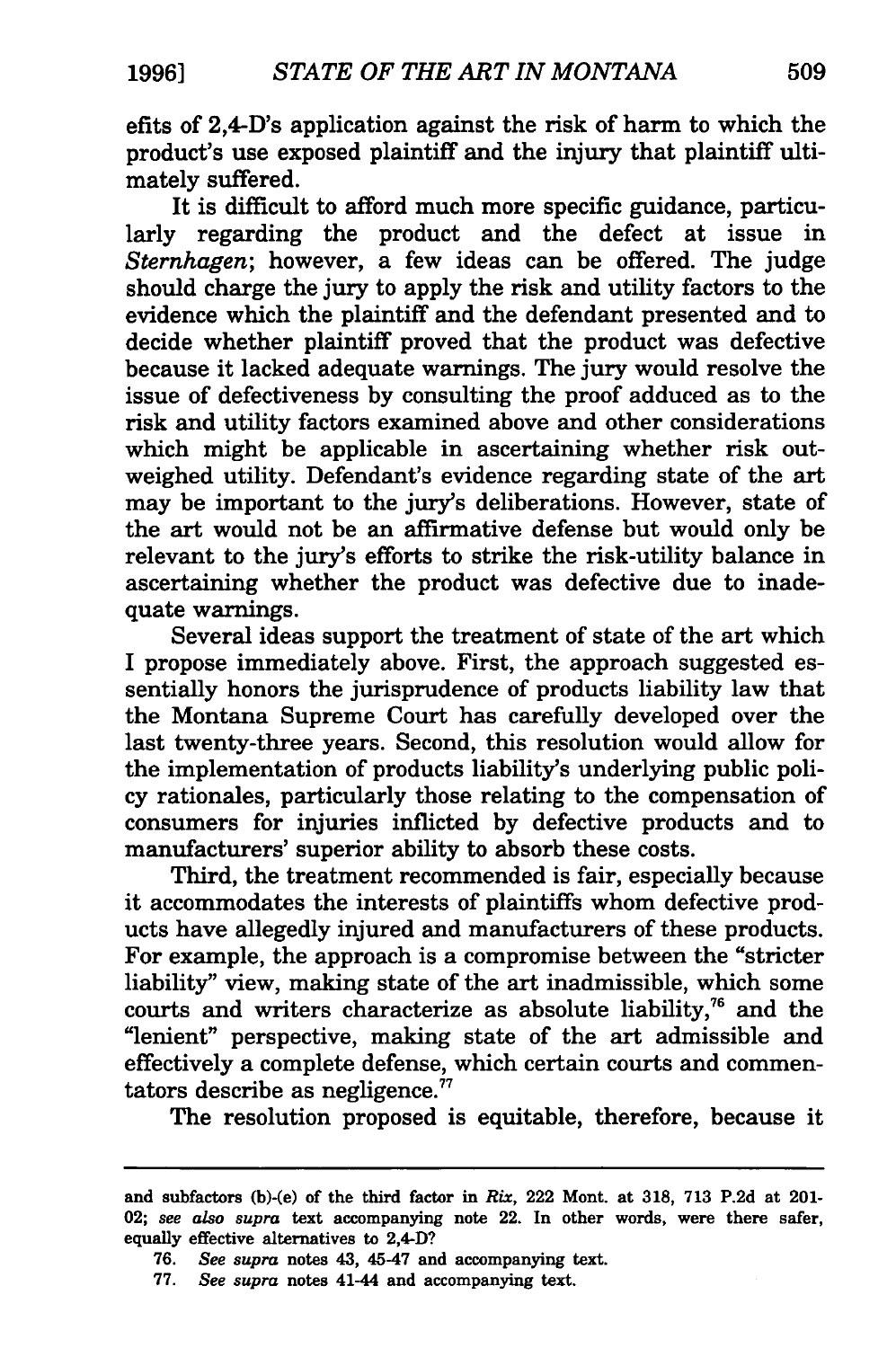efits of 2,4-D's application against the risk of harm to which the product's use exposed plaintiff and the injury that plaintiff ultimately suffered.

It is difficult to afford much more specific guidance, particularly regarding the product and the defect at issue in *Sternhagen*; however, a few ideas can be offered. The judge should charge the jury to apply the risk and utility factors to the evidence which the plaintiff and the defendant presented and to decide whether plaintiff proved that the product was defective because it lacked adequate warnings. The jury would resolve the issue of defectiveness by consulting the proof adduced as to the risk and utility factors examined above and other considerations which might be applicable in ascertaining whether risk outweighed utility. Defendant's evidence regarding state of the art may be important to the jury's deliberations. However, state of the art would not be an affirmative defense but would only be relevant to the jury's efforts to strike the risk-utility balance in ascertaining whether the product was defective due to inadequate warnings.

Several ideas support the treatment of state of the art which I propose immediately above. First, the approach suggested essentially honors the jurisprudence of products liability law that the Montana Supreme Court has carefully developed over the last twenty-three years. Second, this resolution would allow for the implementation of products liability's underlying public policy rationales, particularly those relating to the compensation of consumers for injuries inflicted by defective products and to manufacturers' superior ability to absorb these costs.

Third, the treatment recommended is fair, especially because it accommodates the interests of plaintiffs whom defective products have allegedly injured and manufacturers of these products. For example, the approach is a compromise between the "stricter liability" view, making state of the art inadmissible, which some courts and writers characterize as absolute liability,[76] and the "lenient" perspective, making state of the art admissible and effectively a complete defense, which certain courts and commentators describe as negligence.[77]

The resolution proposed is equitable, therefore, because it

---

and subfactors (b)-(e) of the third factor in *Rix*, 222 Mont. at 318, 713 P.2d at 201-02; *see also supra* text accompanying note 22. In other words, were there safer, equally effective alternatives to 2,4-D?

76. *See supra* notes 43, 45-47 and accompanying text.

77. *See supra* notes 41-44 and accompanying text.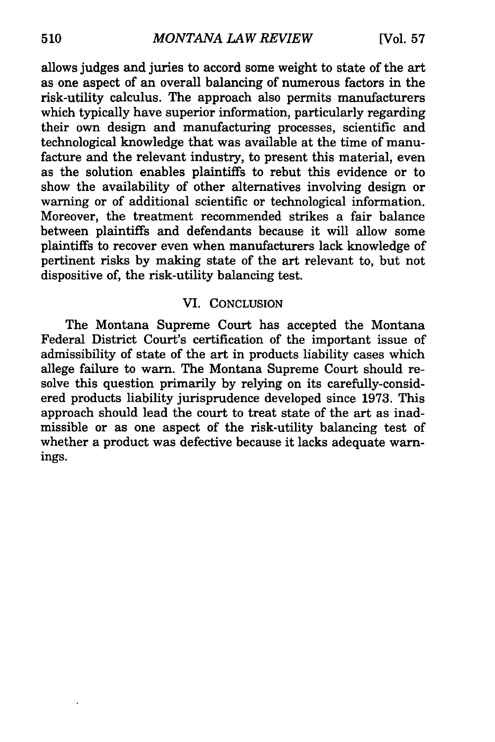allows judges and juries to accord some weight to state of the art as one aspect of an overall balancing of numerous factors in the risk-utility calculus. The approach also permits manufacturers which typically have superior information, particularly regarding their own design and manufacturing processes, scientific and technological knowledge that was available at the time of manufacture and the relevant industry, to present this material, even as the solution enables plaintiffs to rebut this evidence or to show the availability of other alternatives involving design or warning or of additional scientific or technological information. Moreover, the treatment recommended strikes a fair balance between plaintiffs and defendants because it will allow some plaintiffs to recover even when manufacturers lack knowledge of pertinent risks by making state of the art relevant to, but not dispositive of, the risk-utility balancing test.

## VI. CONCLUSION

The Montana Supreme Court has accepted the Montana Federal District Court's certification of the important issue of admissibility of state of the art in products liability cases which allege failure to warn. The Montana Supreme Court should resolve this question primarily by relying on its carefully-considered products liability jurisprudence developed since 1973. This approach should lead the court to treat state of the art as inadmissible or as one aspect of the risk-utility balancing test of whether a product was defective because it lacks adequate warnings.